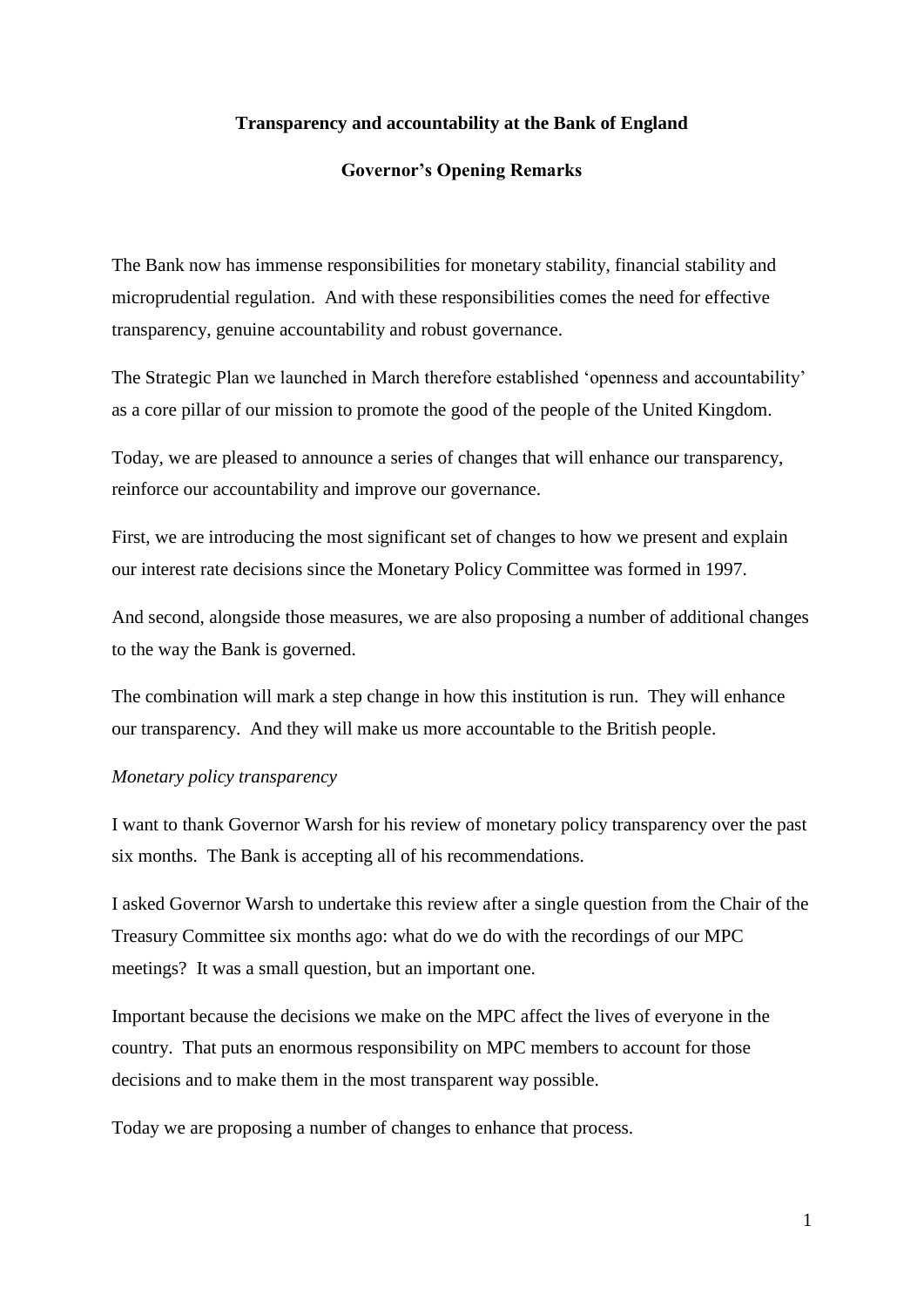# Transparency and accountability at the Bank of England

## Governor's Opening Remarks

The Bank now has immense responsibilities for monetary stability, financial stability and microprudential regulation. And with these responsibilities comes the need for effective transparency, genuine accountability and robust governance.

The Strategic Plan we launched in March therefore established 'openness and accountability' as a core pillar of our mission to promote the good of the people of the United Kingdom.

Today, we are pleased to announce a series of changes that will enhance our transparency, reinforce our accountability and improve our governance.

First, we are introducing the most significant set of changes to how we present and explain our interest rate decisions since the Monetary Policy Committee was formed in 1997.

And second, alongside those measures, we are also proposing a number of additional changes to the way the Bank is governed.

The combination will mark a step change in how this institution is run. They will enhance our transparency. And they will make us more accountable to the British people.

*Monetary policy transparency*

I want to thank Governor Warsh for his review of monetary policy transparency over the past six months. The Bank is accepting all of his recommendations.

I asked Governor Warsh to undertake this review after a single question from the Chair of the Treasury Committee six months ago: what do we do with the recordings of our MPC meetings? It was a small question, but an important one.

Important because the decisions we make on the MPC affect the lives of everyone in the country. That puts an enormous responsibility on MPC members to account for those decisions and to make them in the most transparent way possible.

Today we are proposing a number of changes to enhance that process.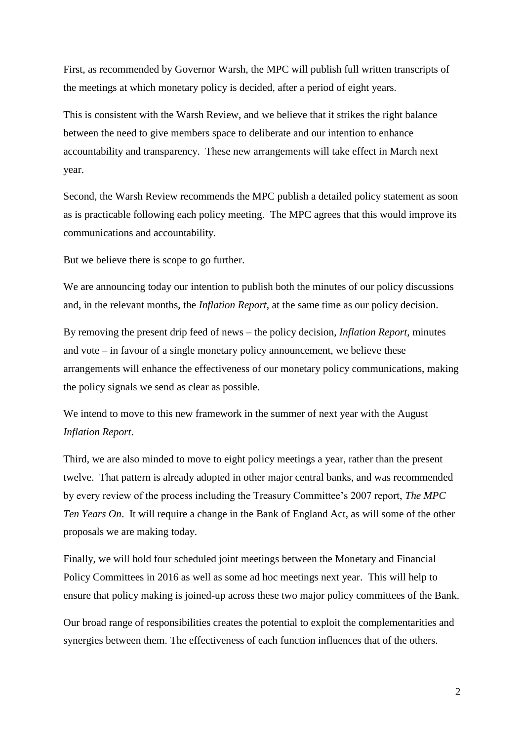First, as recommended by Governor Warsh, the MPC will publish full written transcripts of the meetings at which monetary policy is decided, after a period of eight years.

This is consistent with the Warsh Review, and we believe that it strikes the right balance between the need to give members space to deliberate and our intention to enhance accountability and transparency. These new arrangements will take effect in March next year.

Second, the Warsh Review recommends the MPC publish a detailed policy statement as soon as is practicable following each policy meeting. The MPC agrees that this would improve its communications and accountability.

But we believe there is scope to go further.

We are announcing today our intention to publish both the minutes of our policy discussions and, in the relevant months, the *Inflation Report*, <u>at the same time</u> as our policy decision.

By removing the present drip feed of news – the policy decision, *Inflation Report*, minutes and vote – in favour of a single monetary policy announcement, we believe these arrangements will enhance the effectiveness of our monetary policy communications, making the policy signals we send as clear as possible.

We intend to move to this new framework in the summer of next year with the August *Inflation Report*.

Third, we are also minded to move to eight policy meetings a year, rather than the present twelve. That pattern is already adopted in other major central banks, and was recommended by every review of the process including the Treasury Committee's 2007 report, *The MPC Ten Years On*. It will require a change in the Bank of England Act, as will some of the other proposals we are making today.

Finally, we will hold four scheduled joint meetings between the Monetary and Financial Policy Committees in 2016 as well as some ad hoc meetings next year. This will help to ensure that policy making is joined-up across these two major policy committees of the Bank.

Our broad range of responsibilities creates the potential to exploit the complementarities and synergies between them. The effectiveness of each function influences that of the others.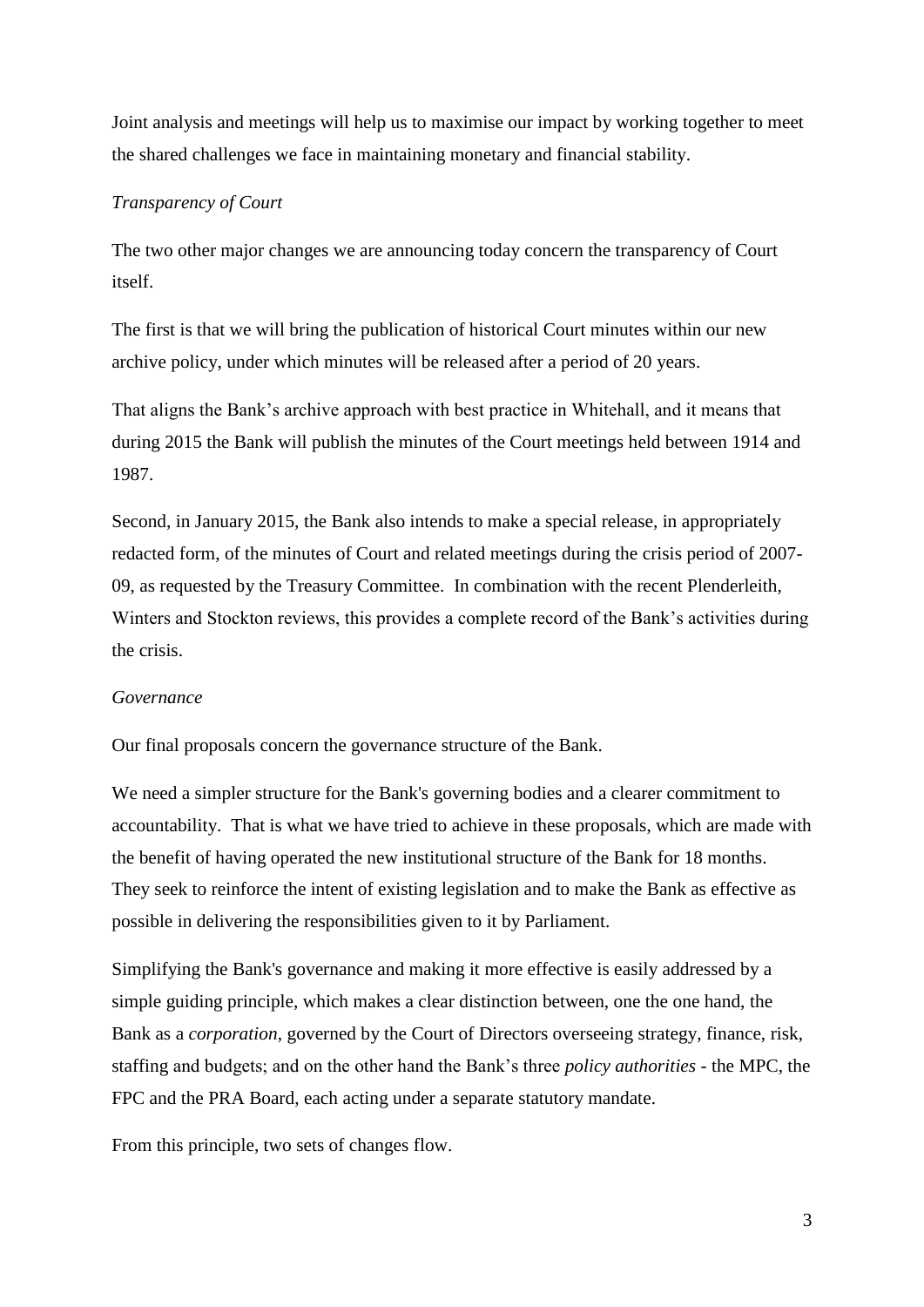Joint analysis and meetings will help us to maximise our impact by working together to meet the shared challenges we face in maintaining monetary and financial stability.

*Transparency of Court*

The two other major changes we are announcing today concern the transparency of Court itself.

The first is that we will bring the publication of historical Court minutes within our new archive policy, under which minutes will be released after a period of 20 years.

That aligns the Bank's archive approach with best practice in Whitehall, and it means that during 2015 the Bank will publish the minutes of the Court meetings held between 1914 and 1987.

Second, in January 2015, the Bank also intends to make a special release, in appropriately redacted form, of the minutes of Court and related meetings during the crisis period of 2007-09, as requested by the Treasury Committee. In combination with the recent Plenderleith, Winters and Stockton reviews, this provides a complete record of the Bank's activities during the crisis.

*Governance*

Our final proposals concern the governance structure of the Bank.

We need a simpler structure for the Bank's governing bodies and a clearer commitment to accountability. That is what we have tried to achieve in these proposals, which are made with the benefit of having operated the new institutional structure of the Bank for 18 months. They seek to reinforce the intent of existing legislation and to make the Bank as effective as possible in delivering the responsibilities given to it by Parliament.

Simplifying the Bank's governance and making it more effective is easily addressed by a simple guiding principle, which makes a clear distinction between, one the one hand, the Bank as a *corporation*, governed by the Court of Directors overseeing strategy, finance, risk, staffing and budgets; and on the other hand the Bank's three *policy authorities* - the MPC, the FPC and the PRA Board, each acting under a separate statutory mandate.

From this principle, two sets of changes flow.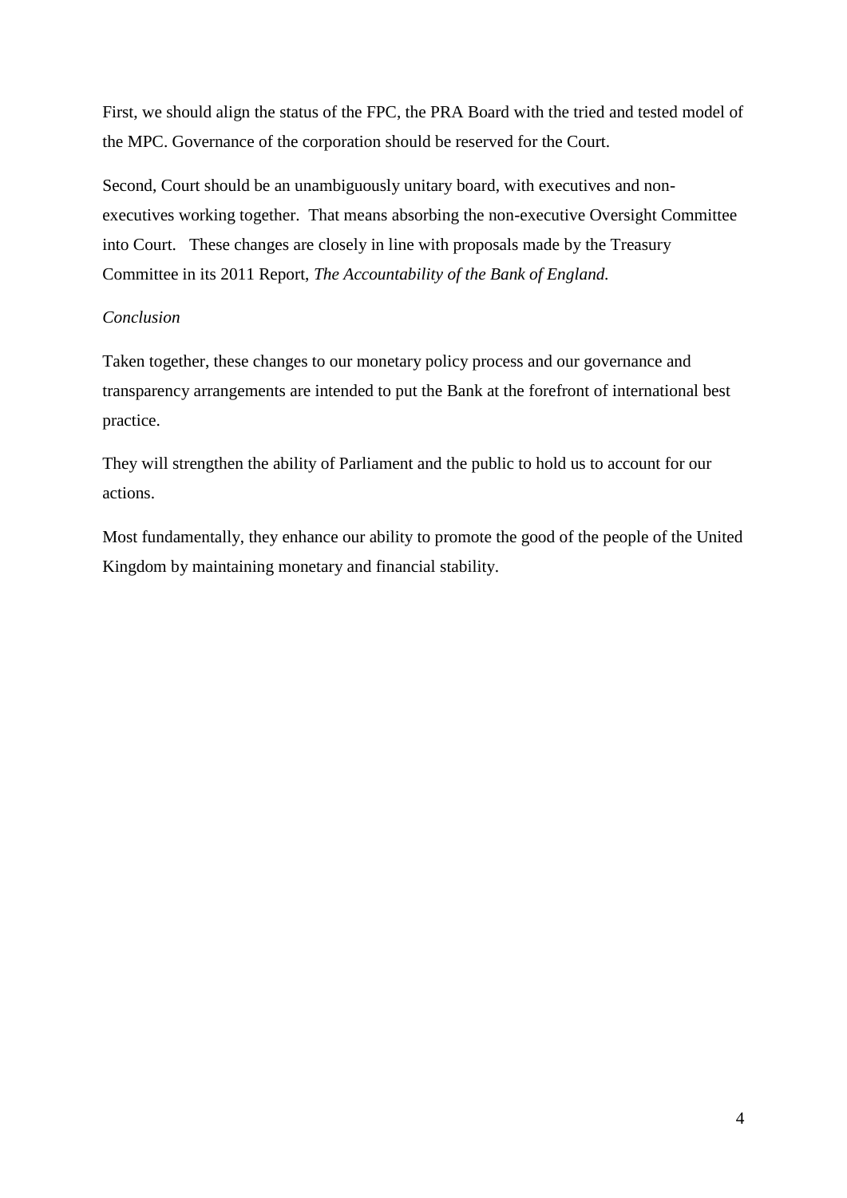First, we should align the status of the FPC, the PRA Board with the tried and tested model of the MPC. Governance of the corporation should be reserved for the Court.

Second, Court should be an unambiguously unitary board, with executives and non-executives working together. That means absorbing the non-executive Oversight Committee into Court. These changes are closely in line with proposals made by the Treasury Committee in its 2011 Report, *The Accountability of the Bank of England.*

*Conclusion*

Taken together, these changes to our monetary policy process and our governance and transparency arrangements are intended to put the Bank at the forefront of international best practice.

They will strengthen the ability of Parliament and the public to hold us to account for our actions.

Most fundamentally, they enhance our ability to promote the good of the people of the United Kingdom by maintaining monetary and financial stability.